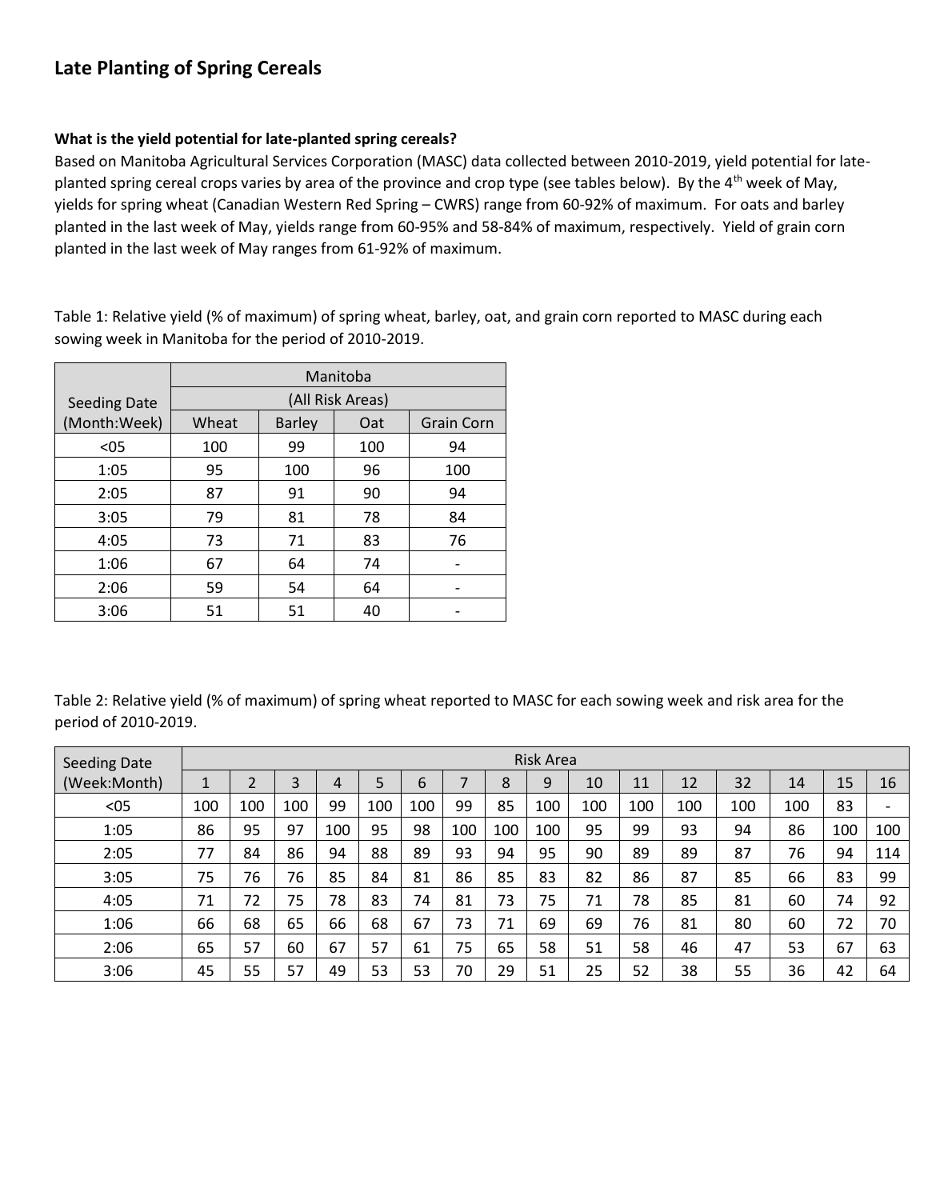# Late Planting of Spring Cereals

**What is the yield potential for late-planted spring cereals?**

Based on Manitoba Agricultural Services Corporation (MASC) data collected between 2010-2019, yield potential for late-planted spring cereal crops varies by area of the province and crop type (see tables below). By the 4th week of May, yields for spring wheat (Canadian Western Red Spring – CWRS) range from 60-92% of maximum. For oats and barley planted in the last week of May, yields range from 60-95% and 58-84% of maximum, respectively. Yield of grain corn planted in the last week of May ranges from 61-92% of maximum.

Table 1: Relative yield (% of maximum) of spring wheat, barley, oat, and grain corn reported to MASC during each sowing week in Manitoba for the period of 2010-2019.

| Seeding Date (Month:Week) | Manitoba (All Risk Areas) | | | |
|---|---|---|---|---|
| | Wheat | Barley | Oat | Grain Corn |
| <05 | 100 | 99 | 100 | 94 |
| 1:05 | 95 | 100 | 96 | 100 |
| 2:05 | 87 | 91 | 90 | 94 |
| 3:05 | 79 | 81 | 78 | 84 |
| 4:05 | 73 | 71 | 83 | 76 |
| 1:06 | 67 | 64 | 74 | - |
| 2:06 | 59 | 54 | 64 | - |
| 3:06 | 51 | 51 | 40 | - |

Table 2: Relative yield (% of maximum) of spring wheat reported to MASC for each sowing week and risk area for the period of 2010-2019.

| Seeding Date (Week:Month) | Risk Area | | | | | | | | | | | | | | | |
|---|---|---|---|---|---|---|---|---|---|---|---|---|---|---|---|---|
| | 1 | 2 | 3 | 4 | 5 | 6 | 7 | 8 | 9 | 10 | 11 | 12 | 32 | 14 | 15 | 16 |
| <05 | 100 | 100 | 100 | 99 | 100 | 100 | 99 | 85 | 100 | 100 | 100 | 100 | 100 | 100 | 83 | - |
| 1:05 | 86 | 95 | 97 | 100 | 95 | 98 | 100 | 100 | 100 | 95 | 99 | 93 | 94 | 86 | 100 | 100 |
| 2:05 | 77 | 84 | 86 | 94 | 88 | 89 | 93 | 94 | 95 | 90 | 89 | 89 | 87 | 76 | 94 | 114 |
| 3:05 | 75 | 76 | 76 | 85 | 84 | 81 | 86 | 85 | 83 | 82 | 86 | 87 | 85 | 66 | 83 | 99 |
| 4:05 | 71 | 72 | 75 | 78 | 83 | 74 | 81 | 73 | 75 | 71 | 78 | 85 | 81 | 60 | 74 | 92 |
| 1:06 | 66 | 68 | 65 | 66 | 68 | 67 | 73 | 71 | 69 | 69 | 76 | 81 | 80 | 60 | 72 | 70 |
| 2:06 | 65 | 57 | 60 | 67 | 57 | 61 | 75 | 65 | 58 | 51 | 58 | 46 | 47 | 53 | 67 | 63 |
| 3:06 | 45 | 55 | 57 | 49 | 53 | 53 | 70 | 29 | 51 | 25 | 52 | 38 | 55 | 36 | 42 | 64 |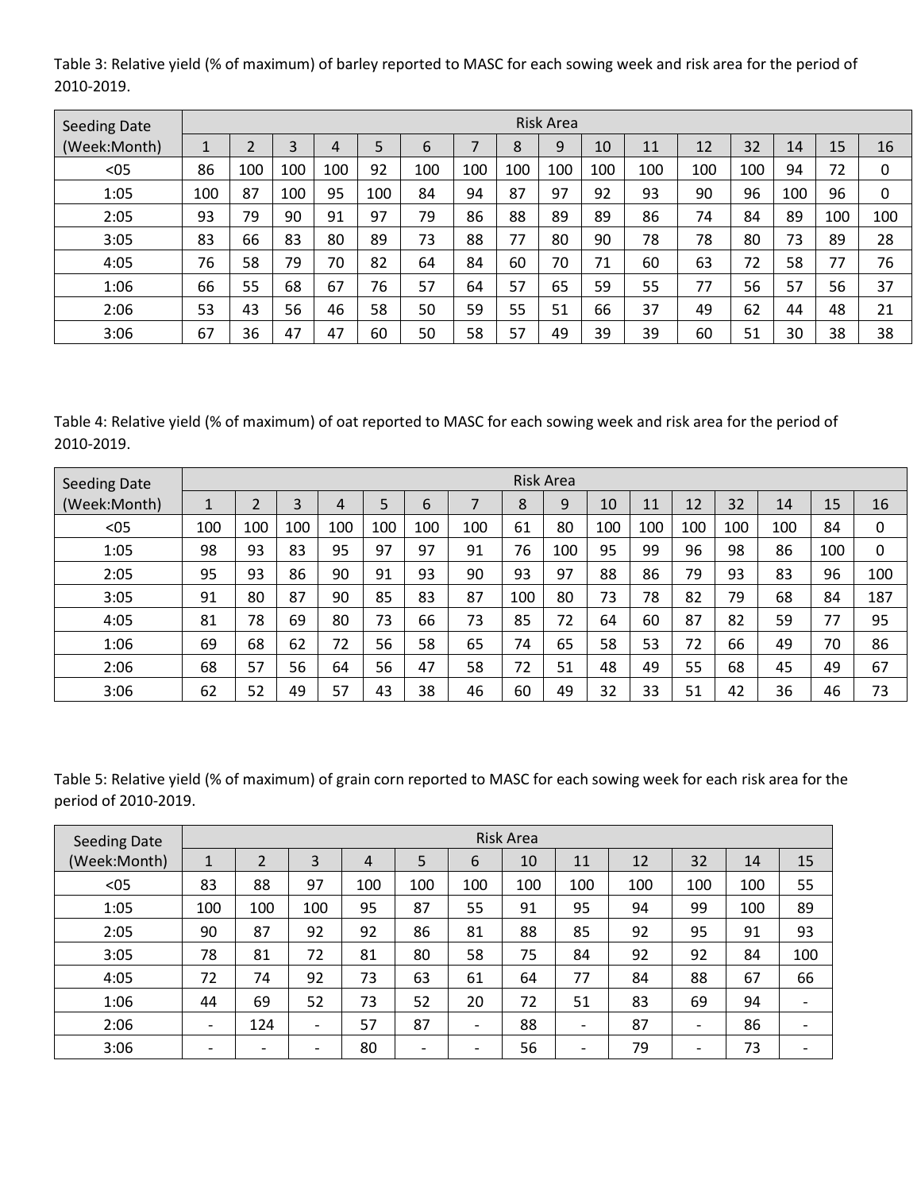Table 3: Relative yield (% of maximum) of barley reported to MASC for each sowing week and risk area for the period of 2010-2019.

| Seeding Date (Week:Month) | Risk Area | | | | | | | | | | | | | | | |
|---|---|---|---|---|---|---|---|---|---|---|---|---|---|---|---|---|
| | 1 | 2 | 3 | 4 | 5 | 6 | 7 | 8 | 9 | 10 | 11 | 12 | 32 | 14 | 15 | 16 |
| <05 | 86 | 100 | 100 | 100 | 92 | 100 | 100 | 100 | 100 | 100 | 100 | 100 | 100 | 94 | 72 | 0 |
| 1:05 | 100 | 87 | 100 | 95 | 100 | 84 | 94 | 87 | 97 | 92 | 93 | 90 | 96 | 100 | 96 | 0 |
| 2:05 | 93 | 79 | 90 | 91 | 97 | 79 | 86 | 88 | 89 | 89 | 86 | 74 | 84 | 89 | 100 | 100 |
| 3:05 | 83 | 66 | 83 | 80 | 89 | 73 | 88 | 77 | 80 | 90 | 78 | 78 | 80 | 73 | 89 | 28 |
| 4:05 | 76 | 58 | 79 | 70 | 82 | 64 | 84 | 60 | 70 | 71 | 60 | 63 | 72 | 58 | 77 | 76 |
| 1:06 | 66 | 55 | 68 | 67 | 76 | 57 | 64 | 57 | 65 | 59 | 55 | 77 | 56 | 57 | 56 | 37 |
| 2:06 | 53 | 43 | 56 | 46 | 58 | 50 | 59 | 55 | 51 | 66 | 37 | 49 | 62 | 44 | 48 | 21 |
| 3:06 | 67 | 36 | 47 | 47 | 60 | 50 | 58 | 57 | 49 | 39 | 39 | 60 | 51 | 30 | 38 | 38 |

Table 4: Relative yield (% of maximum) of oat reported to MASC for each sowing week and risk area for the period of 2010-2019.

| Seeding Date (Week:Month) | Risk Area | | | | | | | | | | | | | | | |
|---|---|---|---|---|---|---|---|---|---|---|---|---|---|---|---|---|
| | 1 | 2 | 3 | 4 | 5 | 6 | 7 | 8 | 9 | 10 | 11 | 12 | 32 | 14 | 15 | 16 |
| <05 | 100 | 100 | 100 | 100 | 100 | 100 | 100 | 61 | 80 | 100 | 100 | 100 | 100 | 100 | 84 | 0 |
| 1:05 | 98 | 93 | 83 | 95 | 97 | 97 | 91 | 76 | 100 | 95 | 99 | 96 | 98 | 86 | 100 | 0 |
| 2:05 | 95 | 93 | 86 | 90 | 91 | 93 | 90 | 93 | 97 | 88 | 86 | 79 | 93 | 83 | 96 | 100 |
| 3:05 | 91 | 80 | 87 | 90 | 85 | 83 | 87 | 100 | 80 | 73 | 78 | 82 | 79 | 68 | 84 | 187 |
| 4:05 | 81 | 78 | 69 | 80 | 73 | 66 | 73 | 85 | 72 | 64 | 60 | 87 | 82 | 59 | 77 | 95 |
| 1:06 | 69 | 68 | 62 | 72 | 56 | 58 | 65 | 74 | 65 | 58 | 53 | 72 | 66 | 49 | 70 | 86 |
| 2:06 | 68 | 57 | 56 | 64 | 56 | 47 | 58 | 72 | 51 | 48 | 49 | 55 | 68 | 45 | 49 | 67 |
| 3:06 | 62 | 52 | 49 | 57 | 43 | 38 | 46 | 60 | 49 | 32 | 33 | 51 | 42 | 36 | 46 | 73 |

Table 5: Relative yield (% of maximum) of grain corn reported to MASC for each sowing week for each risk area for the period of 2010-2019.

| Seeding Date (Week:Month) | Risk Area | | | | | | | | | | | |
|---|---|---|---|---|---|---|---|---|---|---|---|---|
| | 1 | 2 | 3 | 4 | 5 | 6 | 10 | 11 | 12 | 32 | 14 | 15 |
| <05 | 83 | 88 | 97 | 100 | 100 | 100 | 100 | 100 | 100 | 100 | 100 | 55 |
| 1:05 | 100 | 100 | 100 | 95 | 87 | 55 | 91 | 95 | 94 | 99 | 100 | 89 |
| 2:05 | 90 | 87 | 92 | 92 | 86 | 81 | 88 | 85 | 92 | 95 | 91 | 93 |
| 3:05 | 78 | 81 | 72 | 81 | 80 | 58 | 75 | 84 | 92 | 92 | 84 | 100 |
| 4:05 | 72 | 74 | 92 | 73 | 63 | 61 | 64 | 77 | 84 | 88 | 67 | 66 |
| 1:06 | 44 | 69 | 52 | 73 | 52 | 20 | 72 | 51 | 83 | 69 | 94 | - |
| 2:06 | - | 124 | - | 57 | 87 | - | 88 | - | 87 | - | 86 | - |
| 3:06 | - | - | - | 80 | - | - | 56 | - | 79 | - | 73 | - |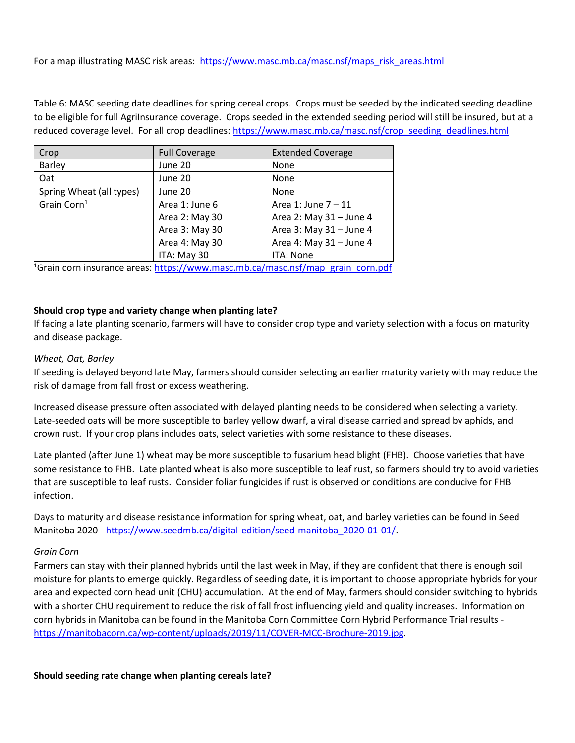For a map illustrating MASC risk areas: https://www.masc.mb.ca/masc.nsf/maps_risk_areas.html

Table 6: MASC seeding date deadlines for spring cereal crops. Crops must be seeded by the indicated seeding deadline to be eligible for full AgriInsurance coverage. Crops seeded in the extended seeding period will still be insured, but at a reduced coverage level. For all crop deadlines: https://www.masc.mb.ca/masc.nsf/crop_seeding_deadlines.html

| Crop | Full Coverage | Extended Coverage |
|---|---|---|
| Barley | June 20 | None |
| Oat | June 20 | None |
| Spring Wheat (all types) | June 20 | None |
| Grain Corn[1] | Area 1: June 6<br>Area 2: May 30<br>Area 3: May 30<br>Area 4: May 30<br>ITA: May 30 | Area 1: June 7 – 11<br>Area 2: May 31 – June 4<br>Area 3: May 31 – June 4<br>Area 4: May 31 – June 4<br>ITA: None |

[1]Grain corn insurance areas: https://www.masc.mb.ca/masc.nsf/map_grain_corn.pdf

**Should crop type and variety change when planting late?**

If facing a late planting scenario, farmers will have to consider crop type and variety selection with a focus on maturity and disease package.

*Wheat, Oat, Barley*

If seeding is delayed beyond late May, farmers should consider selecting an earlier maturity variety with may reduce the risk of damage from fall frost or excess weathering.

Increased disease pressure often associated with delayed planting needs to be considered when selecting a variety. Late-seeded oats will be more susceptible to barley yellow dwarf, a viral disease carried and spread by aphids, and crown rust. If your crop plans includes oats, select varieties with some resistance to these diseases.

Late planted (after June 1) wheat may be more susceptible to fusarium head blight (FHB). Choose varieties that have some resistance to FHB. Late planted wheat is also more susceptible to leaf rust, so farmers should try to avoid varieties that are susceptible to leaf rusts. Consider foliar fungicides if rust is observed or conditions are conducive for FHB infection.

Days to maturity and disease resistance information for spring wheat, oat, and barley varieties can be found in Seed Manitoba 2020 - https://www.seedmb.ca/digital-edition/seed-manitoba_2020-01-01/.

*Grain Corn*

Farmers can stay with their planned hybrids until the last week in May, if they are confident that there is enough soil moisture for plants to emerge quickly. Regardless of seeding date, it is important to choose appropriate hybrids for your area and expected corn head unit (CHU) accumulation. At the end of May, farmers should consider switching to hybrids with a shorter CHU requirement to reduce the risk of fall frost influencing yield and quality increases. Information on corn hybrids in Manitoba can be found in the Manitoba Corn Committee Corn Hybrid Performance Trial results - https://manitobacorn.ca/wp-content/uploads/2019/11/COVER-MCC-Brochure-2019.jpg.

**Should seeding rate change when planting cereals late?**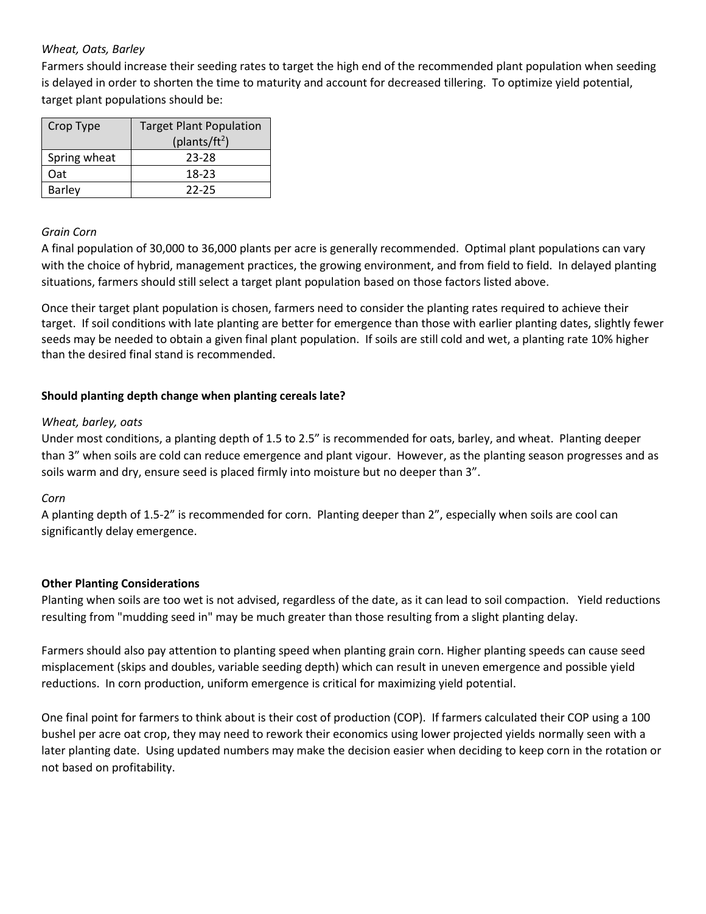*Wheat, Oats, Barley*

Farmers should increase their seeding rates to target the high end of the recommended plant population when seeding is delayed in order to shorten the time to maturity and account for decreased tillering. To optimize yield potential, target plant populations should be:

| Crop Type | Target Plant Population (plants/ft$^2$) |
|---|---|
| Spring wheat | 23-28 |
| Oat | 18-23 |
| Barley | 22-25 |

*Grain Corn*

A final population of 30,000 to 36,000 plants per acre is generally recommended. Optimal plant populations can vary with the choice of hybrid, management practices, the growing environment, and from field to field. In delayed planting situations, farmers should still select a target plant population based on those factors listed above.

Once their target plant population is chosen, farmers need to consider the planting rates required to achieve their target. If soil conditions with late planting are better for emergence than those with earlier planting dates, slightly fewer seeds may be needed to obtain a given final plant population. If soils are still cold and wet, a planting rate 10% higher than the desired final stand is recommended.

**Should planting depth change when planting cereals late?**

*Wheat, barley, oats*

Under most conditions, a planting depth of 1.5 to 2.5" is recommended for oats, barley, and wheat. Planting deeper than 3" when soils are cold can reduce emergence and plant vigour. However, as the planting season progresses and as soils warm and dry, ensure seed is placed firmly into moisture but no deeper than 3".

*Corn*

A planting depth of 1.5-2" is recommended for corn. Planting deeper than 2", especially when soils are cool can significantly delay emergence.

**Other Planting Considerations**

Planting when soils are too wet is not advised, regardless of the date, as it can lead to soil compaction. Yield reductions resulting from "mudding seed in" may be much greater than those resulting from a slight planting delay.

Farmers should also pay attention to planting speed when planting grain corn. Higher planting speeds can cause seed misplacement (skips and doubles, variable seeding depth) which can result in uneven emergence and possible yield reductions. In corn production, uniform emergence is critical for maximizing yield potential.

One final point for farmers to think about is their cost of production (COP). If farmers calculated their COP using a 100 bushel per acre oat crop, they may need to rework their economics using lower projected yields normally seen with a later planting date. Using updated numbers may make the decision easier when deciding to keep corn in the rotation or not based on profitability.